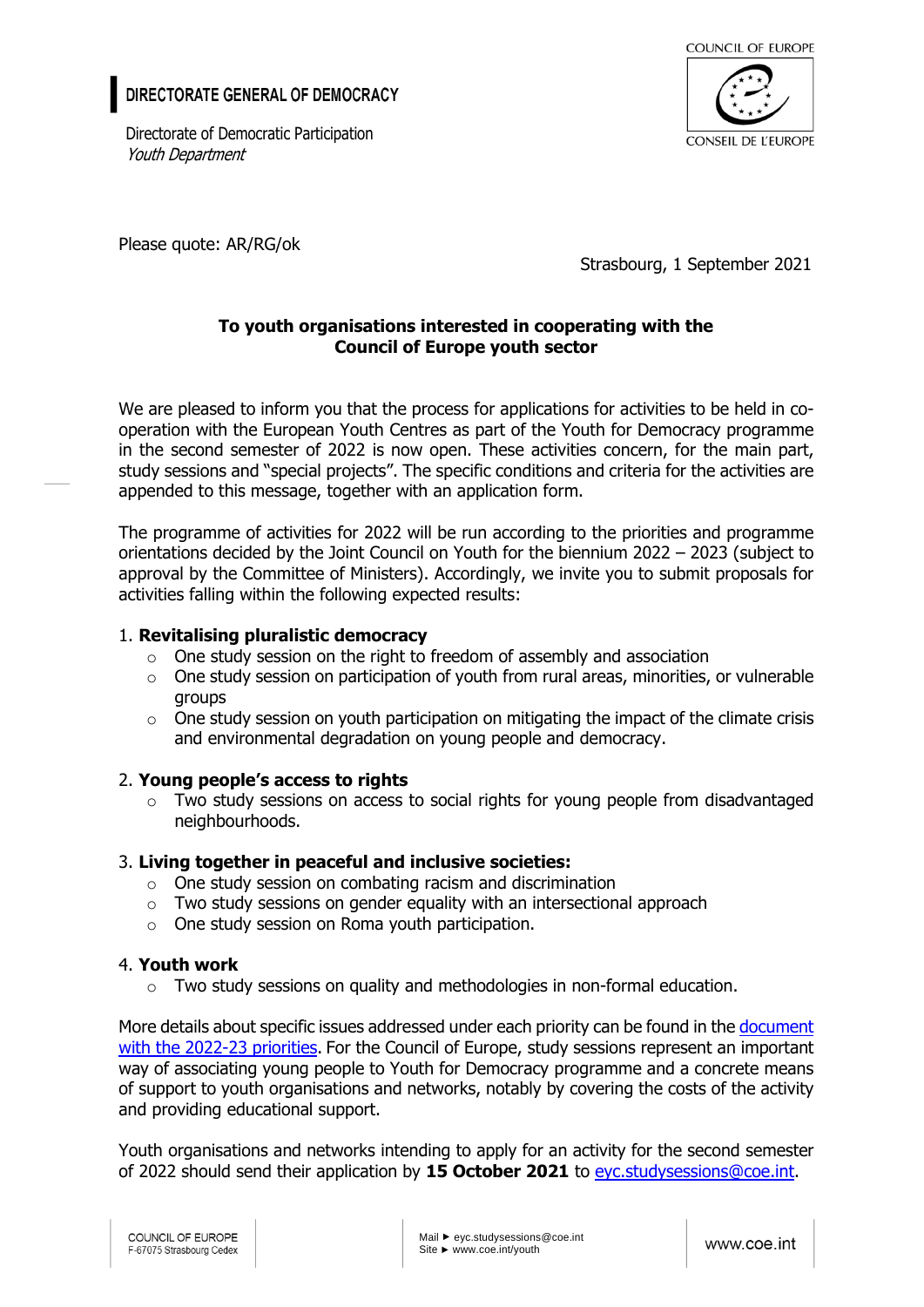# DIRECTORATE GENERAL OF DEMOCRACY

Directorate of Democratic Participation
*Youth Department*

COUNCIL OF EUROPE
CONSEIL DE L'EUROPE

Please quote: AR/RG/ok

Strasbourg, 1 September 2021

**To youth organisations interested in cooperating with the Council of Europe youth sector**

We are pleased to inform you that the process for applications for activities to be held in co-operation with the European Youth Centres as part of the Youth for Democracy programme in the second semester of 2022 is now open. These activities concern, for the main part, study sessions and "special projects". The specific conditions and criteria for the activities are appended to this message, together with an application form.

The programme of activities for 2022 will be run according to the priorities and programme orientations decided by the Joint Council on Youth for the biennium 2022 – 2023 (subject to approval by the Committee of Ministers). Accordingly, we invite you to submit proposals for activities falling within the following expected results:

1. **Revitalising pluralistic democracy**
   - One study session on the right to freedom of assembly and association
   - One study session on participation of youth from rural areas, minorities, or vulnerable groups
   - One study session on youth participation on mitigating the impact of the climate crisis and environmental degradation on young people and democracy.

2. **Young people's access to rights**
   - Two study sessions on access to social rights for young people from disadvantaged neighbourhoods.

3. **Living together in peaceful and inclusive societies:**
   - One study session on combating racism and discrimination
   - Two study sessions on gender equality with an intersectional approach
   - One study session on Roma youth participation.

4. **Youth work**
   - Two study sessions on quality and methodologies in non-formal education.

More details about specific issues addressed under each priority can be found in the document with the 2022-23 priorities. For the Council of Europe, study sessions represent an important way of associating young people to Youth for Democracy programme and a concrete means of support to youth organisations and networks, notably by covering the costs of the activity and providing educational support.

Youth organisations and networks intending to apply for an activity for the second semester of 2022 should send their application by **15 October 2021** to eyc.studysessions@coe.int.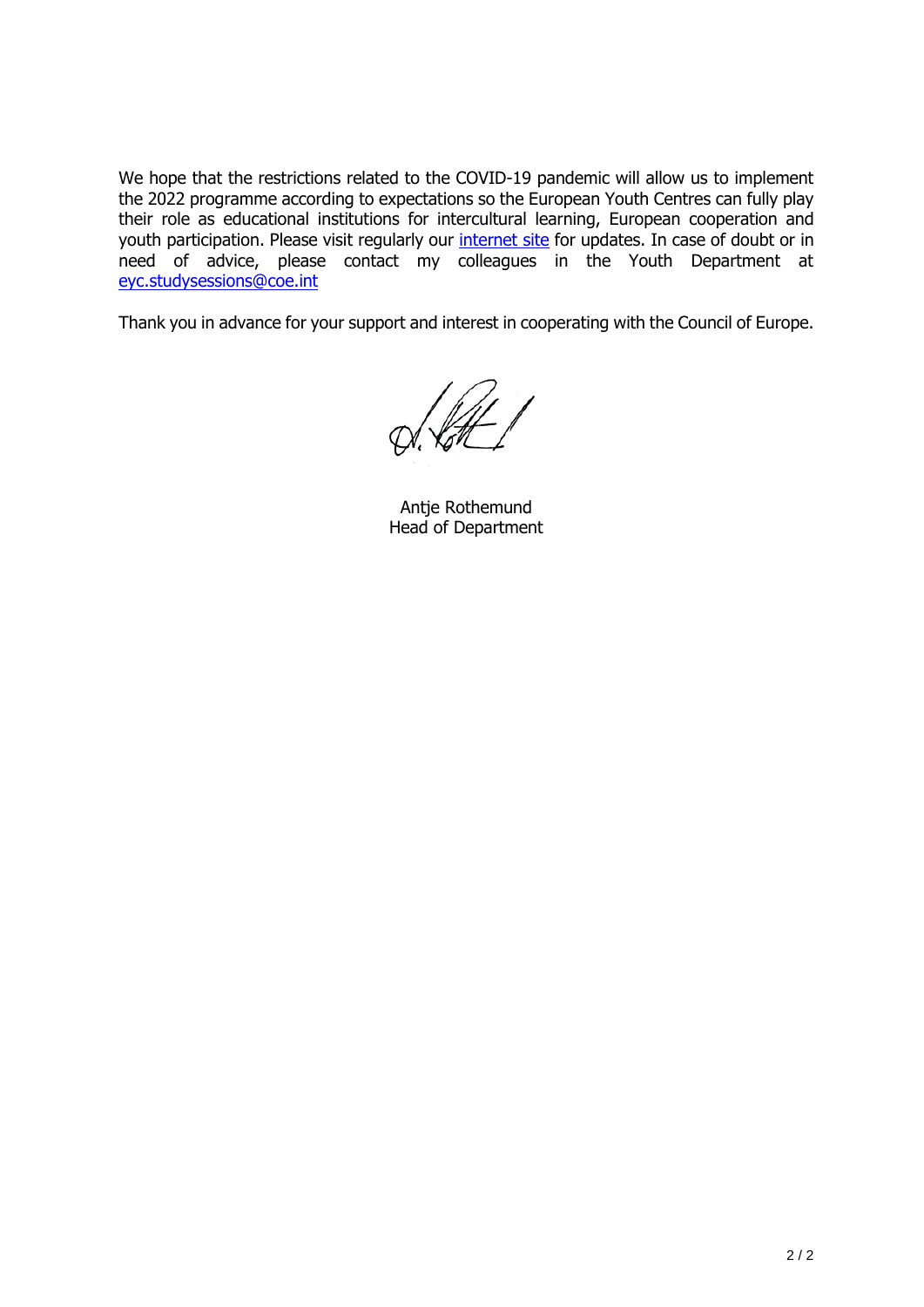We hope that the restrictions related to the COVID-19 pandemic will allow us to implement the 2022 programme according to expectations so the European Youth Centres can fully play their role as educational institutions for intercultural learning, European cooperation and youth participation. Please visit regularly our internet site for updates. In case of doubt or in need of advice, please contact my colleagues in the Youth Department at eyc.studysessions@coe.int

Thank you in advance for your support and interest in cooperating with the Council of Europe.

Antje Rothemund
Head of Department